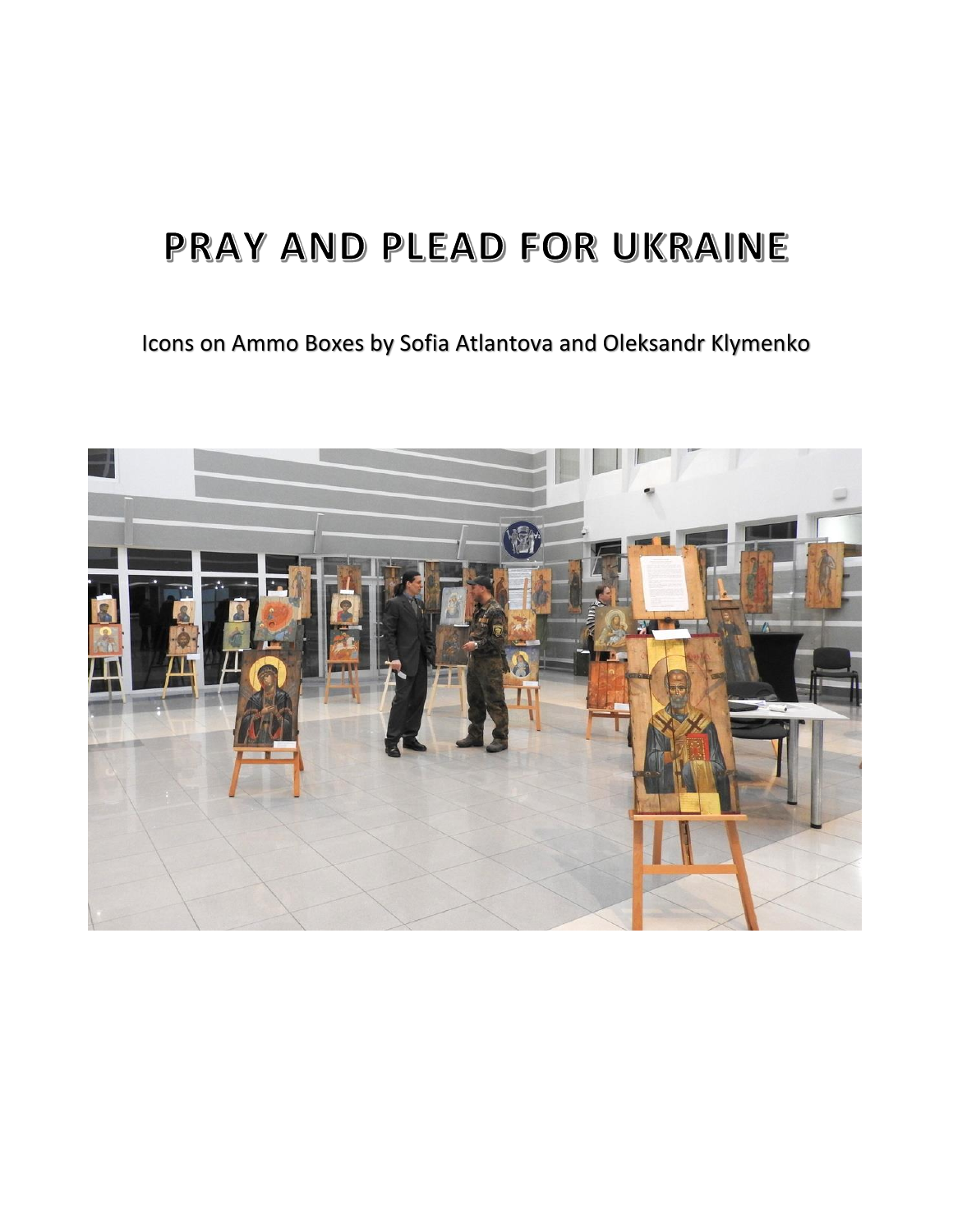# PRAY AND PLEAD FOR UKRAINE

Icons on Ammo Boxes by Sofia Atlantova and Oleksandr Klymenko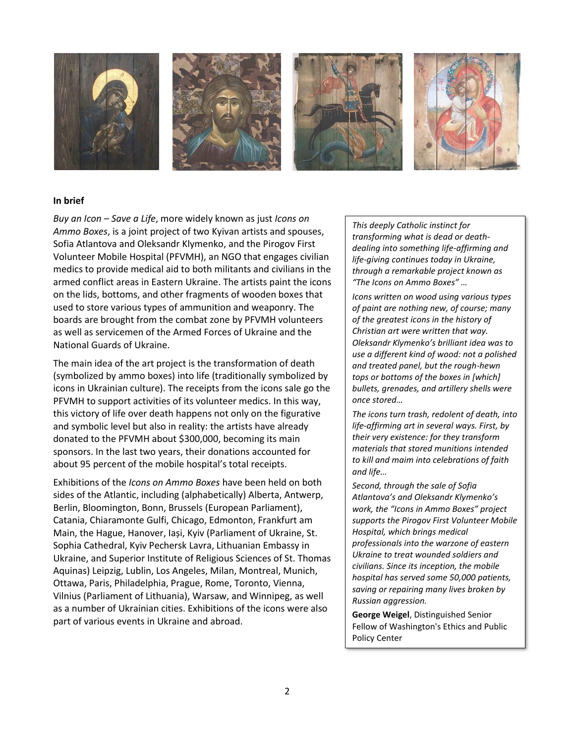**In brief**

*Buy an Icon – Save a Life*, more widely known as just *Icons on Ammo Boxes*, is a joint project of two Kyivan artists and spouses, Sofia Atlantova and Oleksandr Klymenko, and the Pirogov First Volunteer Mobile Hospital (PFVMH), an NGO that engages civilian medics to provide medical aid to both militants and civilians in the armed conflict areas in Eastern Ukraine. The artists paint the icons on the lids, bottoms, and other fragments of wooden boxes that used to store various types of ammunition and weaponry. The boards are brought from the combat zone by PFVMH volunteers as well as servicemen of the Armed Forces of Ukraine and the National Guards of Ukraine.

The main idea of the art project is the transformation of death (symbolized by ammo boxes) into life (traditionally symbolized by icons in Ukrainian culture). The receipts from the icons sale go the PFVMH to support activities of its volunteer medics. In this way, this victory of life over death happens not only on the figurative and symbolic level but also in reality: the artists have already donated to the PFVMH about $300,000, becoming its main sponsors. In the last two years, their donations accounted for about 95 percent of the mobile hospital's total receipts.

Exhibitions of the *Icons on Ammo Boxes* have been held on both sides of the Atlantic, including (alphabetically) Alberta, Antwerp, Berlin, Bloomington, Bonn, Brussels (European Parliament), Catania, Chiaramonte Gulfi, Chicago, Edmonton, Frankfurt am Main, the Hague, Hanover, Iași, Kyiv (Parliament of Ukraine, St. Sophia Cathedral, Kyiv Pechersk Lavra, Lithuanian Embassy in Ukraine, and Superior Institute of Religious Sciences of St. Thomas Aquinas) Leipzig, Lublin, Los Angeles, Milan, Montreal, Munich, Ottawa, Paris, Philadelphia, Prague, Rome, Toronto, Vienna, Vilnius (Parliament of Lithuania), Warsaw, and Winnipeg, as well as a number of Ukrainian cities. Exhibitions of the icons were also part of various events in Ukraine and abroad.

> *This deeply Catholic instinct for transforming what is dead or death-dealing into something life-affirming and life-giving continues today in Ukraine, through a remarkable project known as "The Icons on Ammo Boxes" …*
>
> *Icons written on wood using various types of paint are nothing new, of course; many of the greatest icons in the history of Christian art were written that way. Oleksandr Klymenko's brilliant idea was to use a different kind of wood: not a polished and treated panel, but the rough-hewn tops or bottoms of the boxes in [which] bullets, grenades, and artillery shells were once stored…*
>
> *The icons turn trash, redolent of death, into life-affirming art in several ways. First, by their very existence: for they transform materials that stored munitions intended to kill and maim into celebrations of faith and life…*
>
> *Second, through the sale of Sofia Atlantova's and Oleksandr Klymenko's work, the "Icons in Ammo Boxes" project supports the Pirogov First Volunteer Mobile Hospital, which brings medical professionals into the warzone of eastern Ukraine to treat wounded soldiers and civilians. Since its inception, the mobile hospital has served some 50,000 patients, saving or repairing many lives broken by Russian aggression.*
>
> **George Weigel**, Distinguished Senior Fellow of Washington's Ethics and Public Policy Center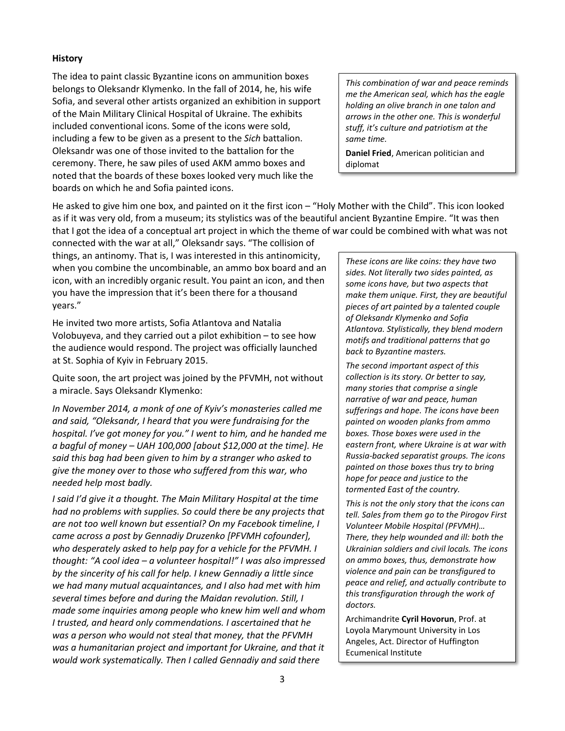## History

The idea to paint classic Byzantine icons on ammunition boxes belongs to Oleksandr Klymenko. In the fall of 2014, he, his wife Sofia, and several other artists organized an exhibition in support of the Main Military Clinical Hospital of Ukraine. The exhibits included conventional icons. Some of the icons were sold, including a few to be given as a present to the *Sich* battalion. Oleksandr was one of those invited to the battalion for the ceremony. There, he saw piles of used AKM ammo boxes and noted that the boards of these boxes looked very much like the boards on which he and Sofia painted icons.

> *This combination of war and peace reminds me the American seal, which has the eagle holding an olive branch in one talon and arrows in the other one. This is wonderful stuff, it's culture and patriotism at the same time.*
>
> **Daniel Fried**, American politician and diplomat

He asked to give him one box, and painted on it the first icon – "Holy Mother with the Child". This icon looked as if it was very old, from a museum; its stylistics was of the beautiful ancient Byzantine Empire. "It was then that I got the idea of a conceptual art project in which the theme of war could be combined with what was not connected with the war at all," Oleksandr says. "The collision of things, an antinomy. That is, I was interested in this antinomicity, when you combine the uncombinable, an ammo box board and an icon, with an incredibly organic result. You paint an icon, and then you have the impression that it's been there for a thousand years."

He invited two more artists, Sofia Atlantova and Natalia Volobuyeva, and they carried out a pilot exhibition – to see how the audience would respond. The project was officially launched at St. Sophia of Kyiv in February 2015.

Quite soon, the art project was joined by the PFVMH, not without a miracle. Says Oleksandr Klymenko:

*In November 2014, a monk of one of Kyiv's monasteries called me and said, "Oleksandr, I heard that you were fundraising for the hospital. I've got money for you." I went to him, and he handed me a bagful of money – UAH 100,000 [about $12,000 at the time]. He said this bag had been given to him by a stranger who asked to give the money over to those who suffered from this war, who needed help most badly.*

*I said I'd give it a thought. The Main Military Hospital at the time had no problems with supplies. So could there be any projects that are not too well known but essential? On my Facebook timeline, I came across a post by Gennadiy Druzenko [PFVMH cofounder], who desperately asked to help pay for a vehicle for the PFVMH. I thought: "A cool idea – a volunteer hospital!" I was also impressed by the sincerity of his call for help. I knew Gennadiy a little since we had many mutual acquaintances, and I also had met with him several times before and during the Maidan revolution. Still, I made some inquiries among people who knew him well and whom I trusted, and heard only commendations. I ascertained that he was a person who would not steal that money, that the PFVMH was a humanitarian project and important for Ukraine, and that it would work systematically. Then I called Gennadiy and said there*

> *These icons are like coins: they have two sides. Not literally two sides painted, as some icons have, but two aspects that make them unique. First, they are beautiful pieces of art painted by a talented couple of Oleksandr Klymenko and Sofia Atlantova. Stylistically, they blend modern motifs and traditional patterns that go back to Byzantine masters.*
>
> *The second important aspect of this collection is its story. Or better to say, many stories that comprise a single narrative of war and peace, human sufferings and hope. The icons have been painted on wooden planks from ammo boxes. Those boxes were used in the eastern front, where Ukraine is at war with Russia-backed separatist groups. The icons painted on those boxes thus try to bring hope for peace and justice to the tormented East of the country.*
>
> *This is not the only story that the icons can tell. Sales from them go to the Pirogov First Volunteer Mobile Hospital (PFVMH)… There, they help wounded and ill: both the Ukrainian soldiers and civil locals. The icons on ammo boxes, thus, demonstrate how violence and pain can be transfigured to peace and relief, and actually contribute to this transfiguration through the work of doctors.*
>
> Archimandrite **Cyril Hovorun**, Prof. at Loyola Marymount University in Los Angeles, Act. Director of Huffington Ecumenical Institute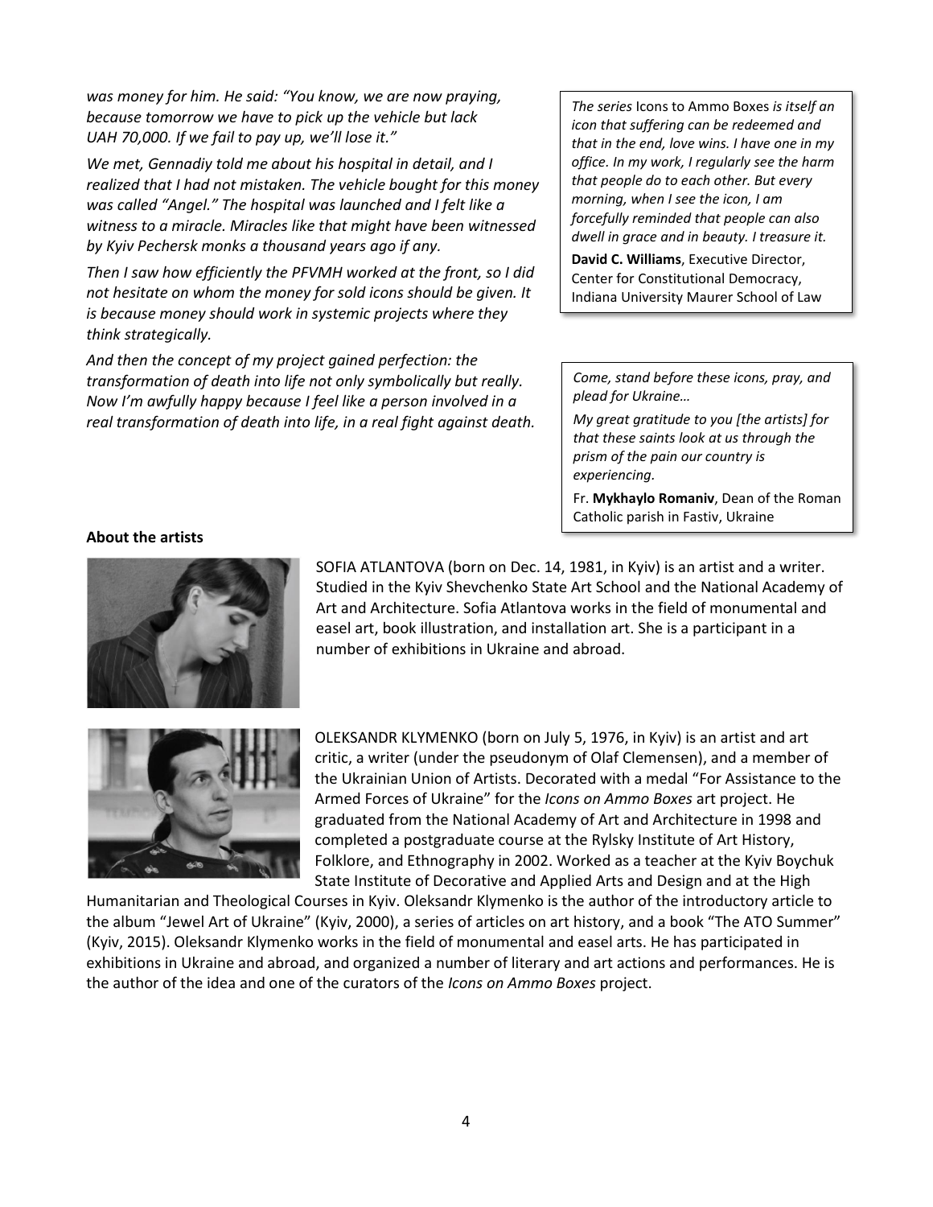*was money for him. He said: "You know, we are now praying, because tomorrow we have to pick up the vehicle but lack UAH 70,000. If we fail to pay up, we'll lose it."*

*We met, Gennadiy told me about his hospital in detail, and I realized that I had not mistaken. The vehicle bought for this money was called "Angel." The hospital was launched and I felt like a witness to a miracle. Miracles like that might have been witnessed by Kyiv Pechersk monks a thousand years ago if any.*

*Then I saw how efficiently the PFVMH worked at the front, so I did not hesitate on whom the money for sold icons should be given. It is because money should work in systemic projects where they think strategically.*

*And then the concept of my project gained perfection: the transformation of death into life not only symbolically but really. Now I'm awfully happy because I feel like a person involved in a real transformation of death into life, in a real fight against death.*

> *The series* Icons to Ammo Boxes *is itself an icon that suffering can be redeemed and that in the end, love wins. I have one in my office. In my work, I regularly see the harm that people do to each other. But every morning, when I see the icon, I am forcefully reminded that people can also dwell in grace and in beauty. I treasure it.*
>
> **David C. Williams**, Executive Director, Center for Constitutional Democracy, Indiana University Maurer School of Law

> *Come, stand before these icons, pray, and plead for Ukraine…*
>
> *My great gratitude to you [the artists] for that these saints look at us through the prism of the pain our country is experiencing.*
>
> Fr. **Mykhaylo Romaniv**, Dean of the Roman Catholic parish in Fastiv, Ukraine

**About the artists**

SOFIA ATLANTOVA (born on Dec. 14, 1981, in Kyiv) is an artist and a writer. Studied in the Kyiv Shevchenko State Art School and the National Academy of Art and Architecture. Sofia Atlantova works in the field of monumental and easel art, book illustration, and installation art. She is a participant in a number of exhibitions in Ukraine and abroad.

OLEKSANDR KLYMENKO (born on July 5, 1976, in Kyiv) is an artist and art critic, a writer (under the pseudonym of Olaf Clemensen), and a member of the Ukrainian Union of Artists. Decorated with a medal "For Assistance to the Armed Forces of Ukraine" for the *Icons on Ammo Boxes* art project. He graduated from the National Academy of Art and Architecture in 1998 and completed a postgraduate course at the Rylsky Institute of Art History, Folklore, and Ethnography in 2002. Worked as a teacher at the Kyiv Boychuk State Institute of Decorative and Applied Arts and Design and at the High Humanitarian and Theological Courses in Kyiv. Oleksandr Klymenko is the author of the introductory article to the album "Jewel Art of Ukraine" (Kyiv, 2000), a series of articles on art history, and a book "The ATO Summer" (Kyiv, 2015). Oleksandr Klymenko works in the field of monumental and easel arts. He has participated in exhibitions in Ukraine and abroad, and organized a number of literary and art actions and performances. He is the author of the idea and one of the curators of the *Icons on Ammo Boxes* project.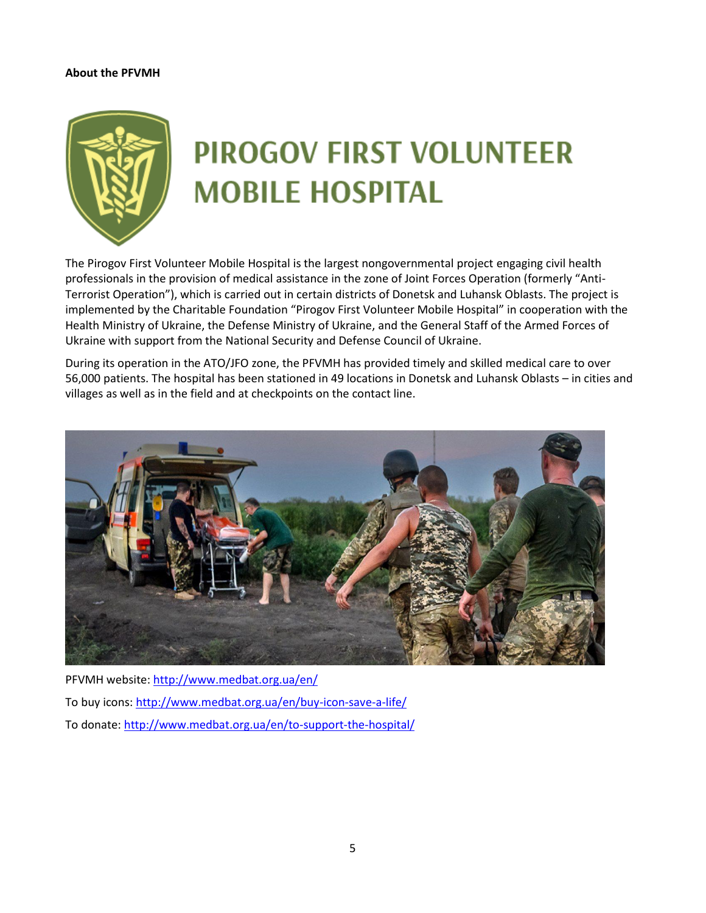**About the PFVMH**

# PIROGOV FIRST VOLUNTEER MOBILE HOSPITAL

The Pirogov First Volunteer Mobile Hospital is the largest nongovernmental project engaging civil health professionals in the provision of medical assistance in the zone of Joint Forces Operation (formerly "Anti-Terrorist Operation"), which is carried out in certain districts of Donetsk and Luhansk Oblasts. The project is implemented by the Charitable Foundation "Pirogov First Volunteer Mobile Hospital" in cooperation with the Health Ministry of Ukraine, the Defense Ministry of Ukraine, and the General Staff of the Armed Forces of Ukraine with support from the National Security and Defense Council of Ukraine.

During its operation in the ATO/JFO zone, the PFVMH has provided timely and skilled medical care to over 56,000 patients. The hospital has been stationed in 49 locations in Donetsk and Luhansk Oblasts – in cities and villages as well as in the field and at checkpoints on the contact line.

PFVMH website: http://www.medbat.org.ua/en/

To buy icons: http://www.medbat.org.ua/en/buy-icon-save-a-life/

To donate: http://www.medbat.org.ua/en/to-support-the-hospital/